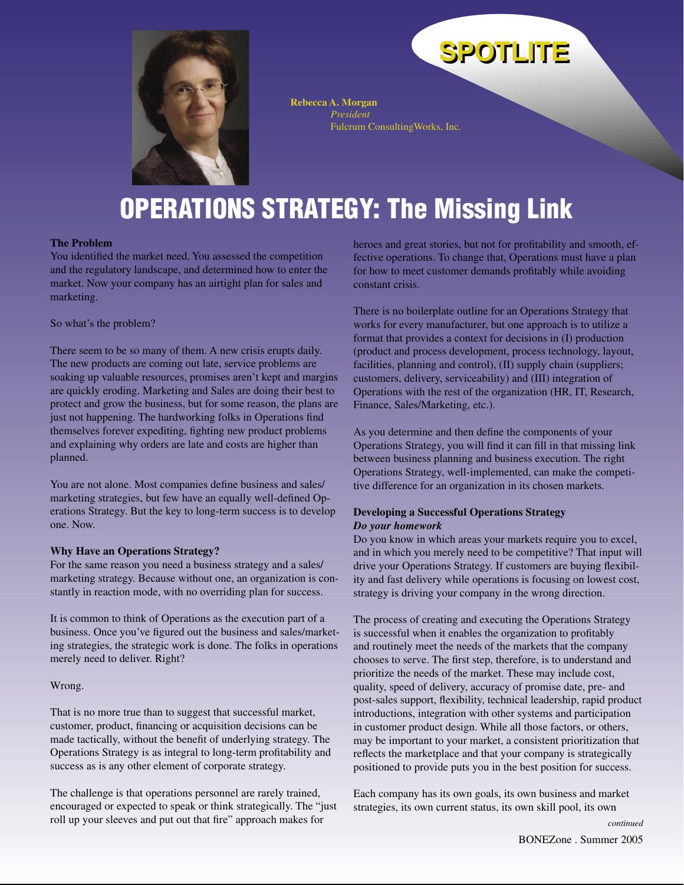SPOTLITE

**Rebecca A. Morgan**
*President*
Fulcrum ConsultingWorks, Inc.

# OPERATIONS STRATEGY: The Missing Link

**The Problem**

You identified the market need. You assessed the competition and the regulatory landscape, and determined how to enter the market. Now your company has an airtight plan for sales and marketing.

So what's the problem?

There seem to be so many of them. A new crisis erupts daily. The new products are coming out late, service problems are soaking up valuable resources, promises aren't kept and margins are quickly eroding. Marketing and Sales are doing their best to protect and grow the business, but for some reason, the plans are just not happening. The hardworking folks in Operations find themselves forever expediting, fighting new product problems and explaining why orders are late and costs are higher than planned.

You are not alone. Most companies define business and sales/marketing strategies, but few have an equally well-defined Operations Strategy. But the key to long-term success is to develop one. Now.

**Why Have an Operations Strategy?**

For the same reason you need a business strategy and a sales/marketing strategy. Because without one, an organization is constantly in reaction mode, with no overriding plan for success.

It is common to think of Operations as the execution part of a business. Once you've figured out the business and sales/marketing strategies, the strategic work is done. The folks in operations merely need to deliver. Right?

Wrong.

That is no more true than to suggest that successful market, customer, product, financing or acquisition decisions can be made tactically, without the benefit of underlying strategy. The Operations Strategy is as integral to long-term profitability and success as is any other element of corporate strategy.

The challenge is that operations personnel are rarely trained, encouraged or expected to speak or think strategically. The "just roll up your sleeves and put out that fire" approach makes for heroes and great stories, but not for profitability and smooth, effective operations. To change that, Operations must have a plan for how to meet customer demands profitably while avoiding constant crisis.

There is no boilerplate outline for an Operations Strategy that works for every manufacturer, but one approach is to utilize a format that provides a context for decisions in (I) production (product and process development, process technology, layout, facilities, planning and control), (II) supply chain (suppliers; customers, delivery, serviceability) and (III) integration of Operations with the rest of the organization (HR, IT, Research, Finance, Sales/Marketing, etc.).

As you determine and then define the components of your Operations Strategy, you will find it can fill in that missing link between business planning and business execution. The right Operations Strategy, well-implemented, can make the competitive difference for an organization in its chosen markets.

**Developing a Successful Operations Strategy**
***Do your homework***

Do you know in which areas your markets require you to excel, and in which you merely need to be competitive? That input will drive your Operations Strategy. If customers are buying flexibility and fast delivery while operations is focusing on lowest cost, strategy is driving your company in the wrong direction.

The process of creating and executing the Operations Strategy is successful when it enables the organization to profitably and routinely meet the needs of the markets that the company chooses to serve. The first step, therefore, is to understand and prioritize the needs of the market. These may include cost, quality, speed of delivery, accuracy of promise date, pre- and post-sales support, flexibility, technical leadership, rapid product introductions, integration with other systems and participation in customer product design. While all those factors, or others, may be important to your market, a consistent prioritization that reflects the marketplace and that your company is strategically positioned to provide puts you in the best position for success.

Each company has its own goals, its own business and market strategies, its own current status, its own skill pool, its own

*continued*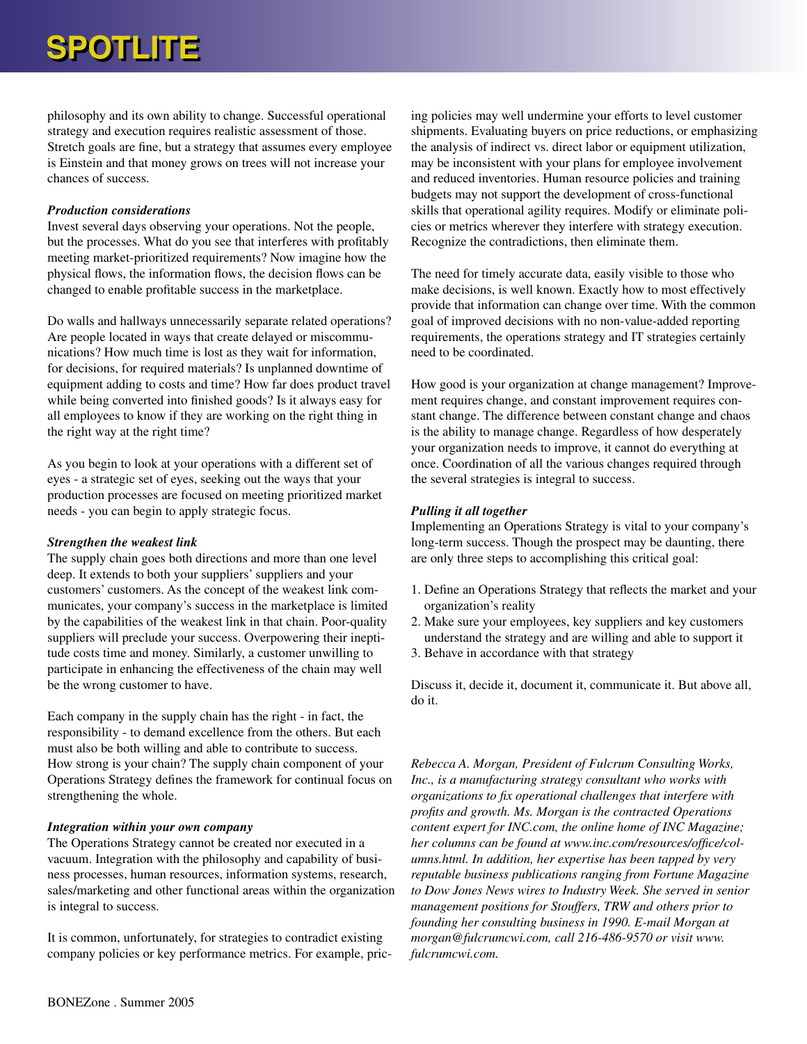philosophy and its own ability to change. Successful operational strategy and execution requires realistic assessment of those. Stretch goals are fine, but a strategy that assumes every employee is Einstein and that money grows on trees will not increase your chances of success.

***Production considerations***

Invest several days observing your operations. Not the people, but the processes. What do you see that interferes with profitably meeting market-prioritized requirements? Now imagine how the physical flows, the information flows, the decision flows can be changed to enable profitable success in the marketplace.

Do walls and hallways unnecessarily separate related operations? Are people located in ways that create delayed or miscommunications? How much time is lost as they wait for information, for decisions, for required materials? Is unplanned downtime of equipment adding to costs and time? How far does product travel while being converted into finished goods? Is it always easy for all employees to know if they are working on the right thing in the right way at the right time?

As you begin to look at your operations with a different set of eyes - a strategic set of eyes, seeking out the ways that your production processes are focused on meeting prioritized market needs - you can begin to apply strategic focus.

***Strengthen the weakest link***

The supply chain goes both directions and more than one level deep. It extends to both your suppliers' suppliers and your customers' customers. As the concept of the weakest link communicates, your company's success in the marketplace is limited by the capabilities of the weakest link in that chain. Poor-quality suppliers will preclude your success. Overpowering their ineptitude costs time and money. Similarly, a customer unwilling to participate in enhancing the effectiveness of the chain may well be the wrong customer to have.

Each company in the supply chain has the right - in fact, the responsibility - to demand excellence from the others. But each must also be both willing and able to contribute to success. How strong is your chain? The supply chain component of your Operations Strategy defines the framework for continual focus on strengthening the whole.

***Integration within your own company***

The Operations Strategy cannot be created nor executed in a vacuum. Integration with the philosophy and capability of business processes, human resources, information systems, research, sales/marketing and other functional areas within the organization is integral to success.

It is common, unfortunately, for strategies to contradict existing company policies or key performance metrics. For example, pricing policies may well undermine your efforts to level customer shipments. Evaluating buyers on price reductions, or emphasizing the analysis of indirect vs. direct labor or equipment utilization, may be inconsistent with your plans for employee involvement and reduced inventories. Human resource policies and training budgets may not support the development of cross-functional skills that operational agility requires. Modify or eliminate policies or metrics wherever they interfere with strategy execution. Recognize the contradictions, then eliminate them.

The need for timely accurate data, easily visible to those who make decisions, is well known. Exactly how to most effectively provide that information can change over time. With the common goal of improved decisions with no non-value-added reporting requirements, the operations strategy and IT strategies certainly need to be coordinated.

How good is your organization at change management? Improvement requires change, and constant improvement requires constant change. The difference between constant change and chaos is the ability to manage change. Regardless of how desperately your organization needs to improve, it cannot do everything at once. Coordination of all the various changes required through the several strategies is integral to success.

***Pulling it all together***

Implementing an Operations Strategy is vital to your company's long-term success. Though the prospect may be daunting, there are only three steps to accomplishing this critical goal:

1. Define an Operations Strategy that reflects the market and your organization's reality
2. Make sure your employees, key suppliers and key customers understand the strategy and are willing and able to support it
3. Behave in accordance with that strategy

Discuss it, decide it, document it, communicate it. But above all, do it.

*Rebecca A. Morgan, President of Fulcrum Consulting Works, Inc., is a manufacturing strategy consultant who works with organizations to fix operational challenges that interfere with profits and growth. Ms. Morgan is the contracted Operations content expert for INC.com, the online home of INC Magazine; her columns can be found at www.inc.com/resources/office/columns.html. In addition, her expertise has been tapped by very reputable business publications ranging from Fortune Magazine to Dow Jones News wires to Industry Week. She served in senior management positions for Stouffers, TRW and others prior to founding her consulting business in 1990. E-mail Morgan at morgan@fulcrumcwi.com, call 216-486-9570 or visit www.fulcrumcwi.com.*